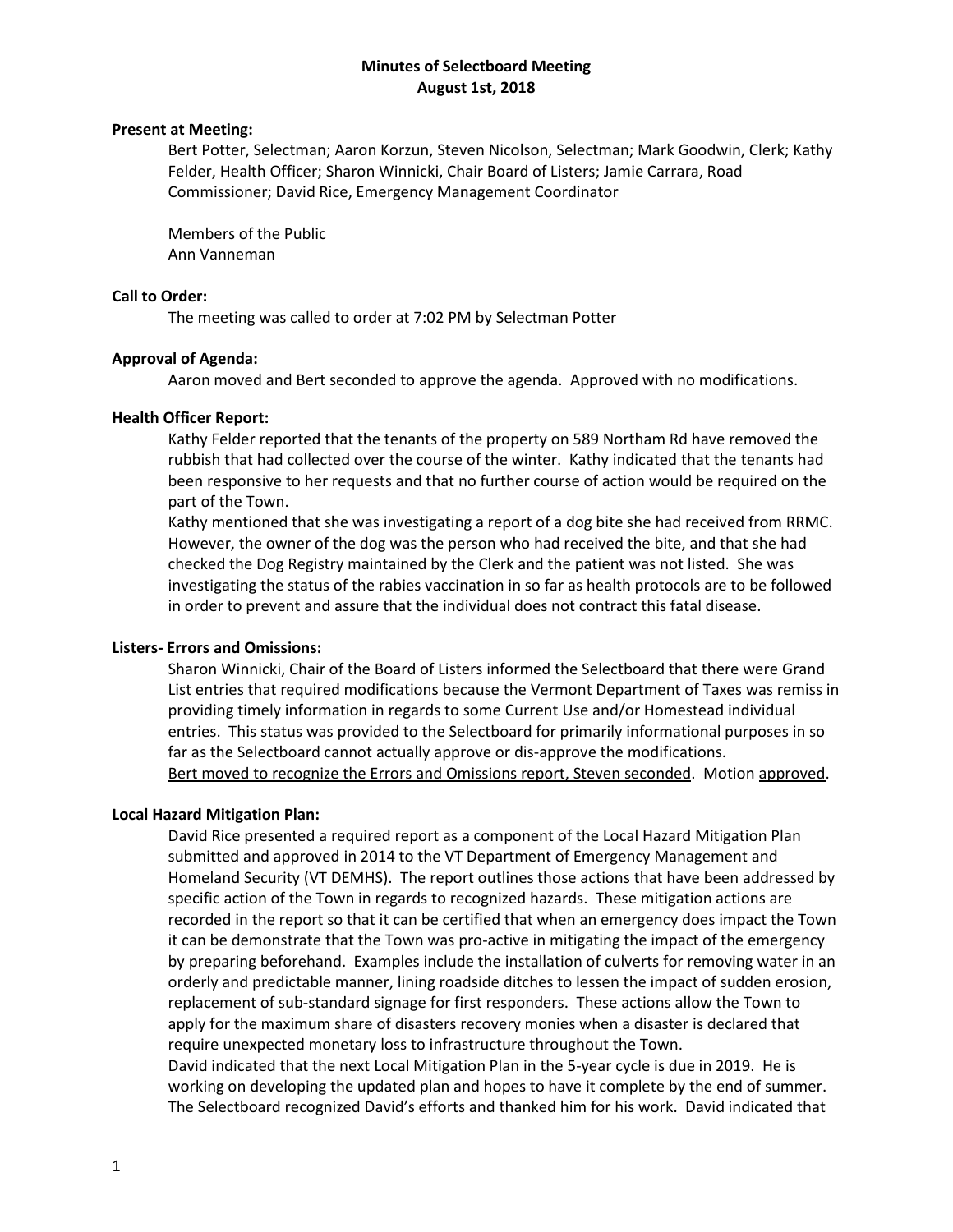# Minutes of Selectboard Meeting
## August 1st, 2018

**Present at Meeting:**

Bert Potter, Selectman; Aaron Korzun, Steven Nicolson, Selectman; Mark Goodwin, Clerk; Kathy Felder, Health Officer; Sharon Winnicki, Chair Board of Listers; Jamie Carrara, Road Commissioner; David Rice, Emergency Management Coordinator

Members of the Public
Ann Vanneman

**Call to Order:**

The meeting was called to order at 7:02 PM by Selectman Potter

**Approval of Agenda:**

Aaron moved and Bert seconded to approve the agenda. Approved with no modifications.

**Health Officer Report:**

Kathy Felder reported that the tenants of the property on 589 Northam Rd have removed the rubbish that had collected over the course of the winter. Kathy indicated that the tenants had been responsive to her requests and that no further course of action would be required on the part of the Town.

Kathy mentioned that she was investigating a report of a dog bite she had received from RRMC. However, the owner of the dog was the person who had received the bite, and that she had checked the Dog Registry maintained by the Clerk and the patient was not listed. She was investigating the status of the rabies vaccination in so far as health protocols are to be followed in order to prevent and assure that the individual does not contract this fatal disease.

**Listers- Errors and Omissions:**

Sharon Winnicki, Chair of the Board of Listers informed the Selectboard that there were Grand List entries that required modifications because the Vermont Department of Taxes was remiss in providing timely information in regards to some Current Use and/or Homestead individual entries. This status was provided to the Selectboard for primarily informational purposes in so far as the Selectboard cannot actually approve or dis-approve the modifications.

Bert moved to recognize the Errors and Omissions report, Steven seconded. Motion approved.

**Local Hazard Mitigation Plan:**

David Rice presented a required report as a component of the Local Hazard Mitigation Plan submitted and approved in 2014 to the VT Department of Emergency Management and Homeland Security (VT DEMHS). The report outlines those actions that have been addressed by specific action of the Town in regards to recognized hazards. These mitigation actions are recorded in the report so that it can be certified that when an emergency does impact the Town it can be demonstrate that the Town was pro-active in mitigating the impact of the emergency by preparing beforehand. Examples include the installation of culverts for removing water in an orderly and predictable manner, lining roadside ditches to lessen the impact of sudden erosion, replacement of sub-standard signage for first responders. These actions allow the Town to apply for the maximum share of disasters recovery monies when a disaster is declared that require unexpected monetary loss to infrastructure throughout the Town.

David indicated that the next Local Mitigation Plan in the 5-year cycle is due in 2019. He is working on developing the updated plan and hopes to have it complete by the end of summer. The Selectboard recognized David's efforts and thanked him for his work. David indicated that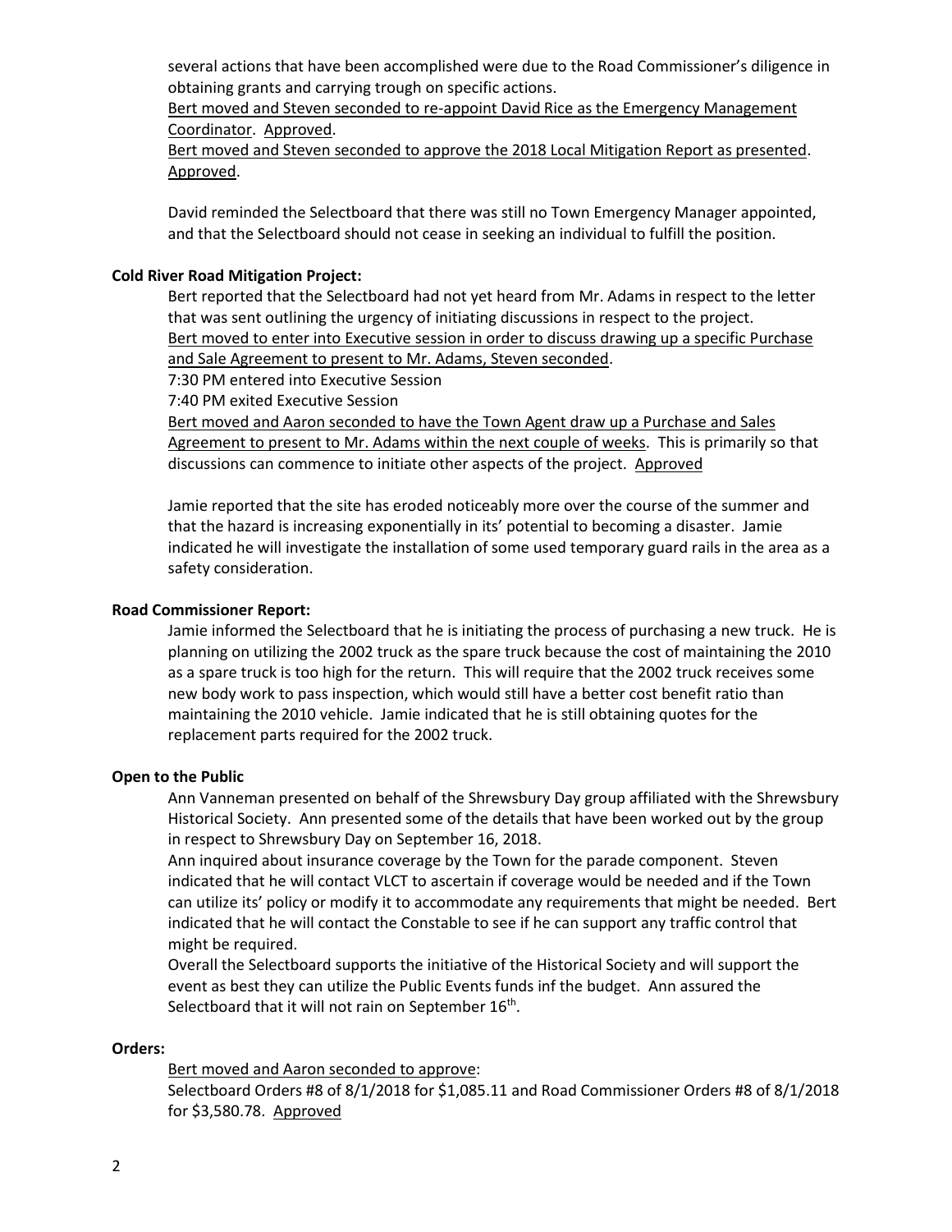several actions that have been accomplished were due to the Road Commissioner's diligence in obtaining grants and carrying trough on specific actions.

Bert moved and Steven seconded to re-appoint David Rice as the Emergency Management Coordinator. Approved.

Bert moved and Steven seconded to approve the 2018 Local Mitigation Report as presented. Approved.

David reminded the Selectboard that there was still no Town Emergency Manager appointed, and that the Selectboard should not cease in seeking an individual to fulfill the position.

**Cold River Road Mitigation Project:**

Bert reported that the Selectboard had not yet heard from Mr. Adams in respect to the letter that was sent outlining the urgency of initiating discussions in respect to the project.

Bert moved to enter into Executive session in order to discuss drawing up a specific Purchase and Sale Agreement to present to Mr. Adams, Steven seconded.

7:30 PM entered into Executive Session

7:40 PM exited Executive Session

Bert moved and Aaron seconded to have the Town Agent draw up a Purchase and Sales Agreement to present to Mr. Adams within the next couple of weeks. This is primarily so that discussions can commence to initiate other aspects of the project. Approved

Jamie reported that the site has eroded noticeably more over the course of the summer and that the hazard is increasing exponentially in its' potential to becoming a disaster. Jamie indicated he will investigate the installation of some used temporary guard rails in the area as a safety consideration.

**Road Commissioner Report:**

Jamie informed the Selectboard that he is initiating the process of purchasing a new truck. He is planning on utilizing the 2002 truck as the spare truck because the cost of maintaining the 2010 as a spare truck is too high for the return. This will require that the 2002 truck receives some new body work to pass inspection, which would still have a better cost benefit ratio than maintaining the 2010 vehicle. Jamie indicated that he is still obtaining quotes for the replacement parts required for the 2002 truck.

**Open to the Public**

Ann Vanneman presented on behalf of the Shrewsbury Day group affiliated with the Shrewsbury Historical Society. Ann presented some of the details that have been worked out by the group in respect to Shrewsbury Day on September 16, 2018.

Ann inquired about insurance coverage by the Town for the parade component. Steven indicated that he will contact VLCT to ascertain if coverage would be needed and if the Town can utilize its' policy or modify it to accommodate any requirements that might be needed. Bert indicated that he will contact the Constable to see if he can support any traffic control that might be required.

Overall the Selectboard supports the initiative of the Historical Society and will support the event as best they can utilize the Public Events funds inf the budget. Ann assured the Selectboard that it will not rain on September 16th.

**Orders:**

Bert moved and Aaron seconded to approve:

Selectboard Orders #8 of 8/1/2018 for $1,085.11 and Road Commissioner Orders #8 of 8/1/2018 for $3,580.78. Approved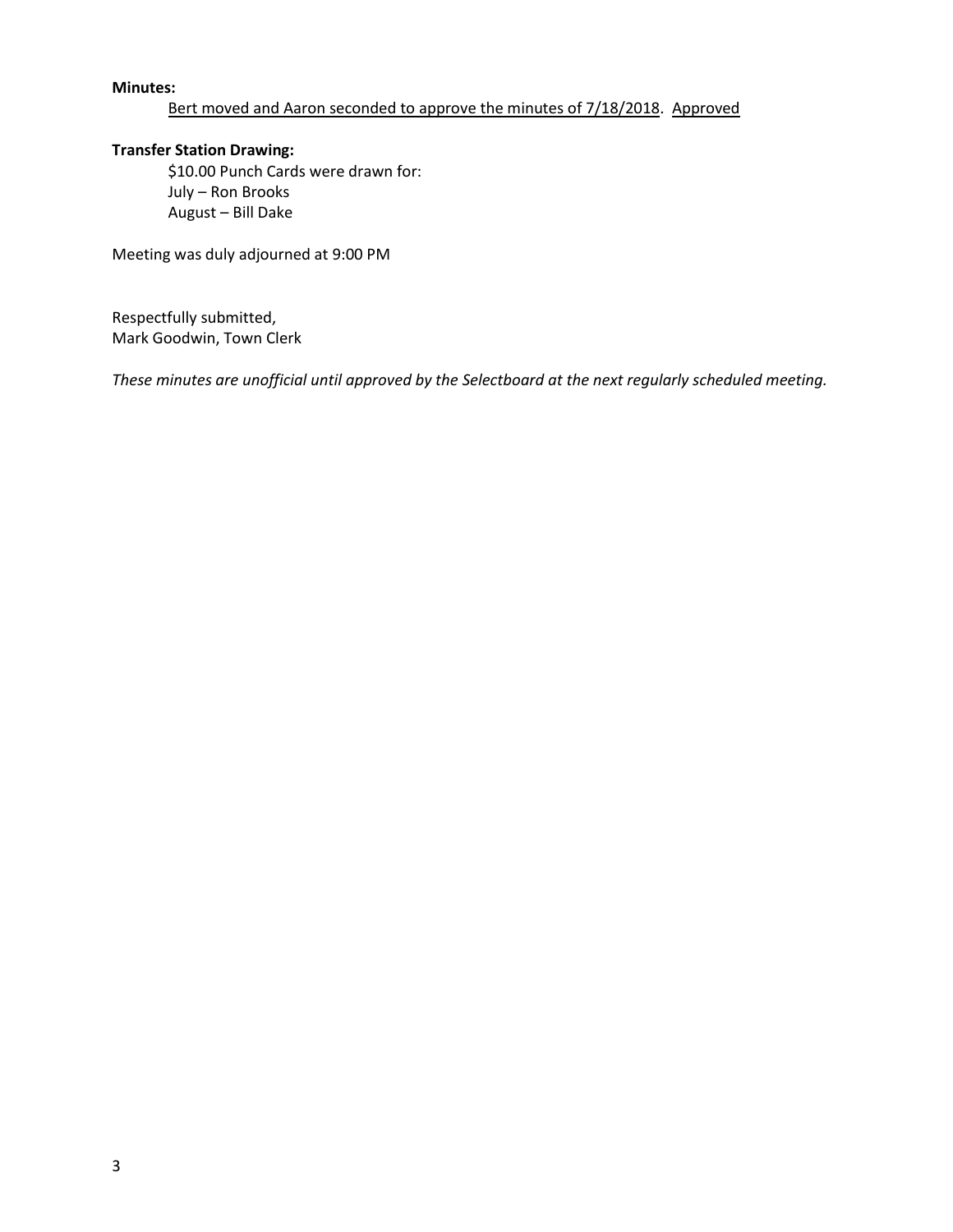**Minutes:**

Bert moved and Aaron seconded to approve the minutes of 7/18/2018. Approved

**Transfer Station Drawing:**

$10.00 Punch Cards were drawn for:
July – Ron Brooks
August – Bill Dake

Meeting was duly adjourned at 9:00 PM

Respectfully submitted,
Mark Goodwin, Town Clerk

*These minutes are unofficial until approved by the Selectboard at the next regularly scheduled meeting.*